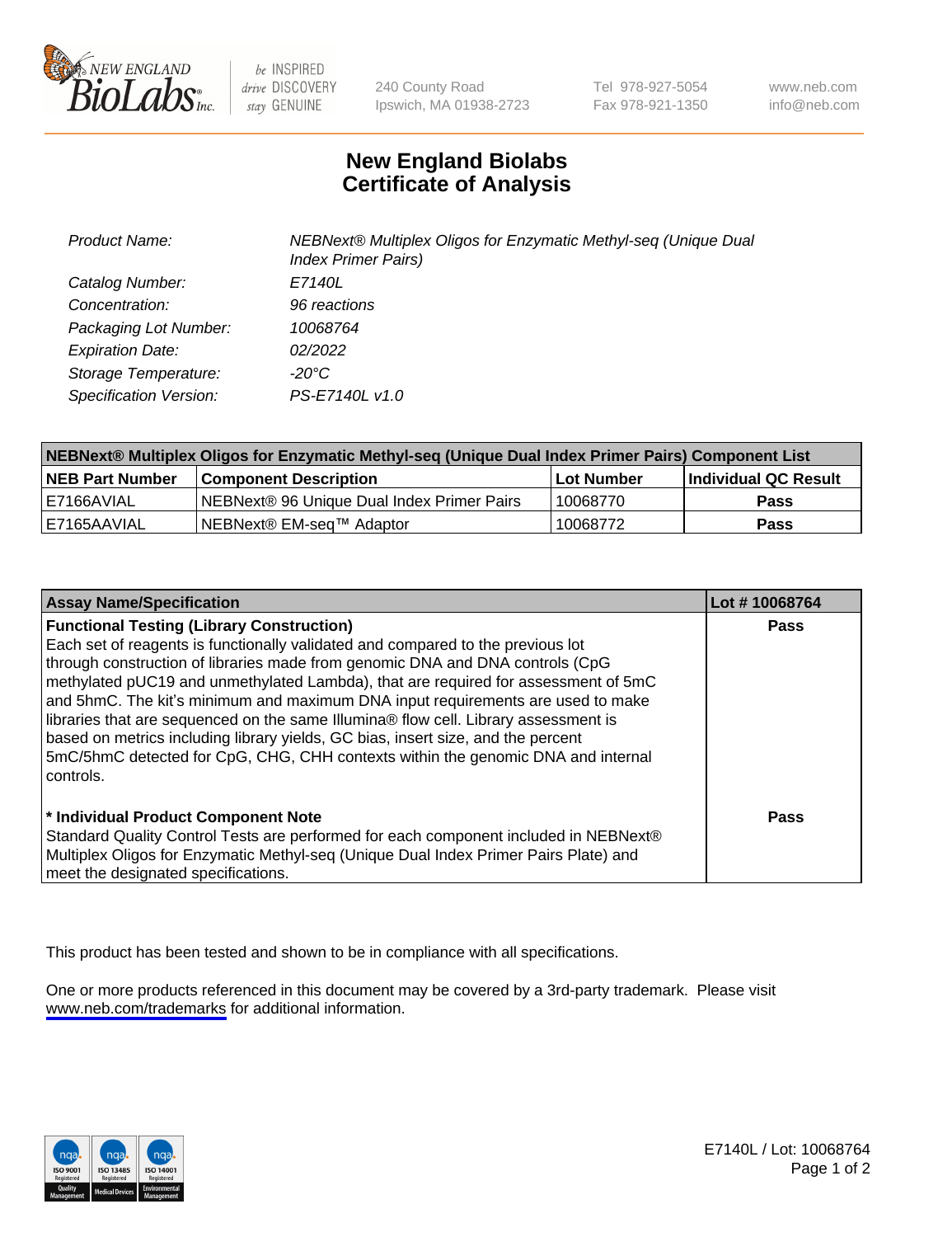# New England Biolabs Certificate of Analysis

| | |
|---|---|
| *Product Name:* | *NEBNext® Multiplex Oligos for Enzymatic Methyl-seq (Unique Dual Index Primer Pairs)* |
| *Catalog Number:* | *E7140L* |
| *Concentration:* | *96 reactions* |
| *Packaging Lot Number:* | *10068764* |
| *Expiration Date:* | *02/2022* |
| *Storage Temperature:* | *-20°C* |
| *Specification Version:* | *PS-E7140L v1.0* |

| NEBNext® Multiplex Oligos for Enzymatic Methyl-seq (Unique Dual Index Primer Pairs) Component List | | | |
|---|---|---|---|
| **NEB Part Number** | **Component Description** | **Lot Number** | **Individual QC Result** |
| E7166AVIAL | NEBNext® 96 Unique Dual Index Primer Pairs | 10068770 | **Pass** |
| E7165AAVIAL | NEBNext® EM-seq™ Adaptor | 10068772 | **Pass** |

| Assay Name/Specification | Lot # 10068764 |
|---|---|
| **Functional Testing (Library Construction)**<br>Each set of reagents is functionally validated and compared to the previous lot through construction of libraries made from genomic DNA and DNA controls (CpG methylated pUC19 and unmethylated Lambda), that are required for assessment of 5mC and 5hmC. The kit's minimum and maximum DNA input requirements are used to make libraries that are sequenced on the same Illumina® flow cell. Library assessment is based on metrics including library yields, GC bias, insert size, and the percent 5mC/5hmC detected for CpG, CHG, CHH contexts within the genomic DNA and internal controls. | **Pass** |
| **\* Individual Product Component Note**<br>Standard Quality Control Tests are performed for each component included in NEBNext® Multiplex Oligos for Enzymatic Methyl-seq (Unique Dual Index Primer Pairs Plate) and meet the designated specifications. | **Pass** |

This product has been tested and shown to be in compliance with all specifications.

One or more products referenced in this document may be covered by a 3rd-party trademark. Please visit www.neb.com/trademarks for additional information.

E7140L / Lot: 10068764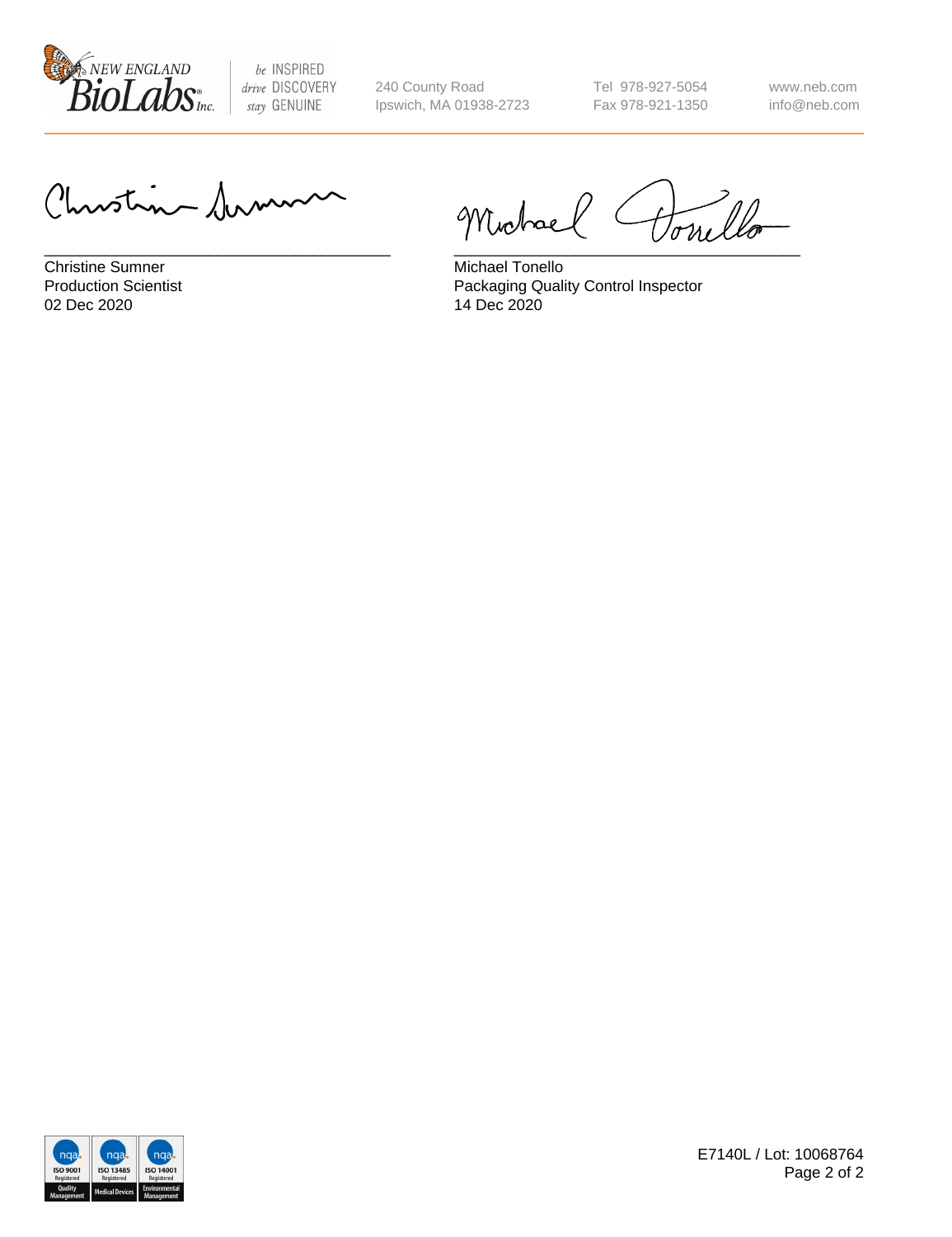Christine Sumner
Production Scientist
02 Dec 2020

Michael Tonello
Packaging Quality Control Inspector
14 Dec 2020